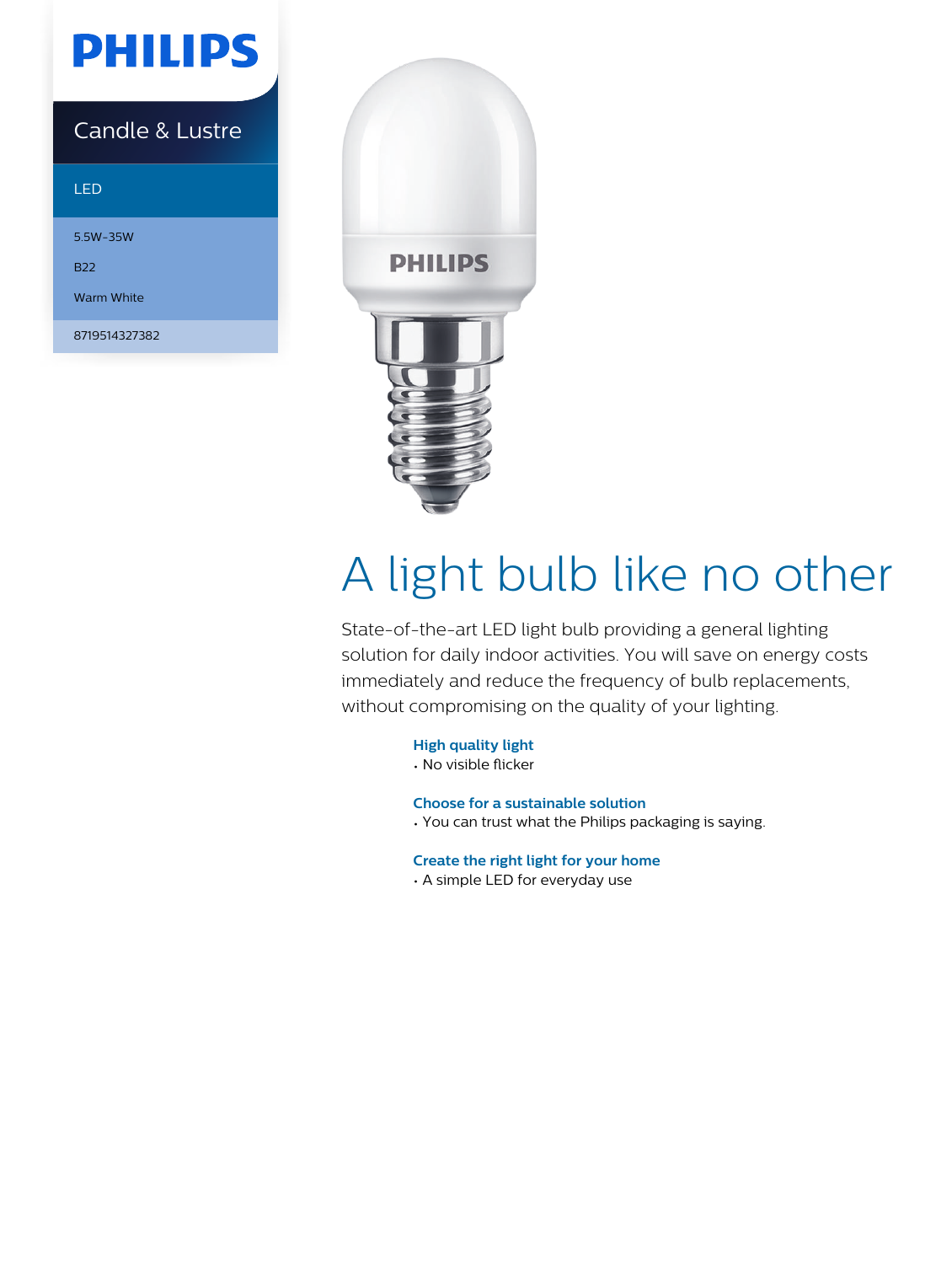PHILIPS

Candle & Lustre

LED

5.5W-35W

B22

Warm White

8719514327382

# A light bulb like no other

State-of-the-art LED light bulb providing a general lighting solution for daily indoor activities. You will save on energy costs immediately and reduce the frequency of bulb replacements, without compromising on the quality of your lighting.

**High quality light**

- No visible flicker

**Choose for a sustainable solution**

- You can trust what the Philips packaging is saying.

**Create the right light for your home**

- A simple LED for everyday use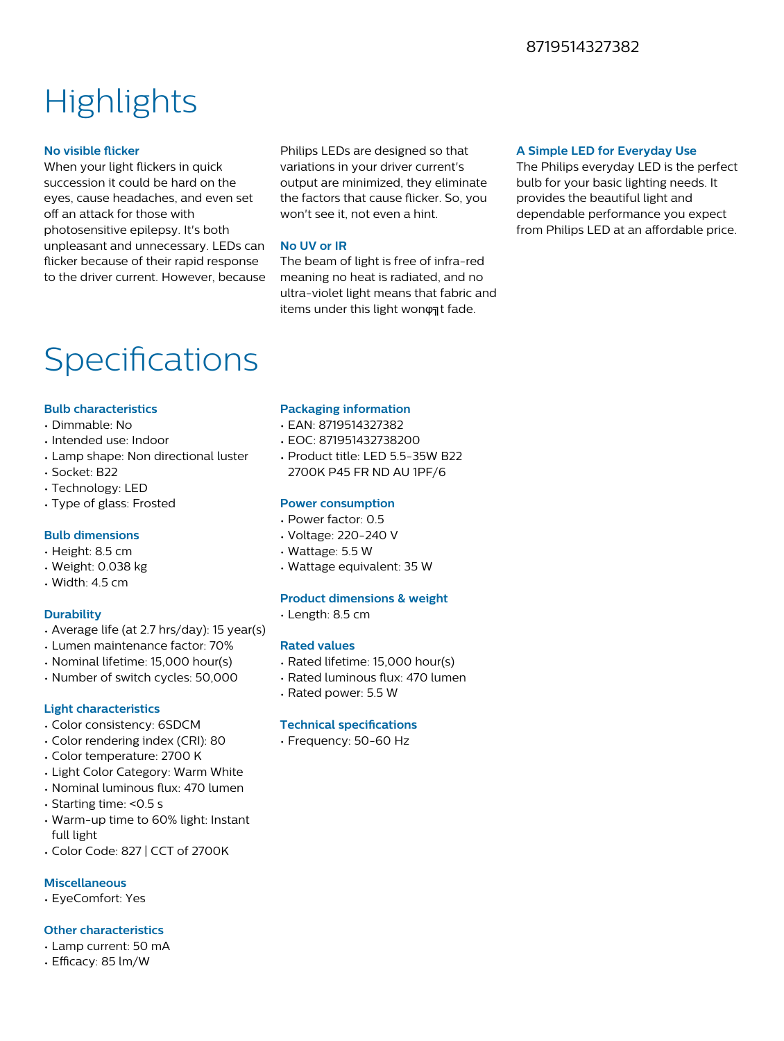8719514327382

# Highlights

### No visible flicker

When your light flickers in quick succession it could be hard on the eyes, cause headaches, and even set off an attack for those with photosensitive epilepsy. It's both unpleasant and unnecessary. LEDs can flicker because of their rapid response to the driver current. However, because Philips LEDs are designed so that variations in your driver current's output are minimized, they eliminate the factors that cause flicker. So, you won't see it, not even a hint.

### No UV or IR

The beam of light is free of infra-red meaning no heat is radiated, and no ultra-violet light means that fabric and items under this light wonφ╗t fade.

### A Simple LED for Everyday Use

The Philips everyday LED is the perfect bulb for your basic lighting needs. It provides the beautiful light and dependable performance you expect from Philips LED at an affordable price.

# Specifications

### Bulb characteristics

- Dimmable: No
- Intended use: Indoor
- Lamp shape: Non directional luster
- Socket: B22
- Technology: LED
- Type of glass: Frosted

### Bulb dimensions

- Height: 8.5 cm
- Weight: 0.038 kg
- Width: 4.5 cm

### Durability

- Average life (at 2.7 hrs/day): 15 year(s)
- Lumen maintenance factor: 70%
- Nominal lifetime: 15,000 hour(s)
- Number of switch cycles: 50,000

### Light characteristics

- Color consistency: 6SDCM
- Color rendering index (CRI): 80
- Color temperature: 2700 K
- Light Color Category: Warm White
- Nominal luminous flux: 470 lumen
- Starting time: <0.5 s
- Warm-up time to 60% light: Instant full light
- Color Code: 827 | CCT of 2700K

### Miscellaneous

- EyeComfort: Yes

### Other characteristics

- Lamp current: 50 mA
- Efficacy: 85 lm/W

### Packaging information

- EAN: 8719514327382
- EOC: 871951432738200
- Product title: LED 5.5-35W B22 2700K P45 FR ND AU 1PF/6

### Power consumption

- Power factor: 0.5
- Voltage: 220-240 V
- Wattage: 5.5 W
- Wattage equivalent: 35 W

### Product dimensions & weight

- Length: 8.5 cm

### Rated values

- Rated lifetime: 15,000 hour(s)
- Rated luminous flux: 470 lumen
- Rated power: 5.5 W

### Technical specifications

- Frequency: 50-60 Hz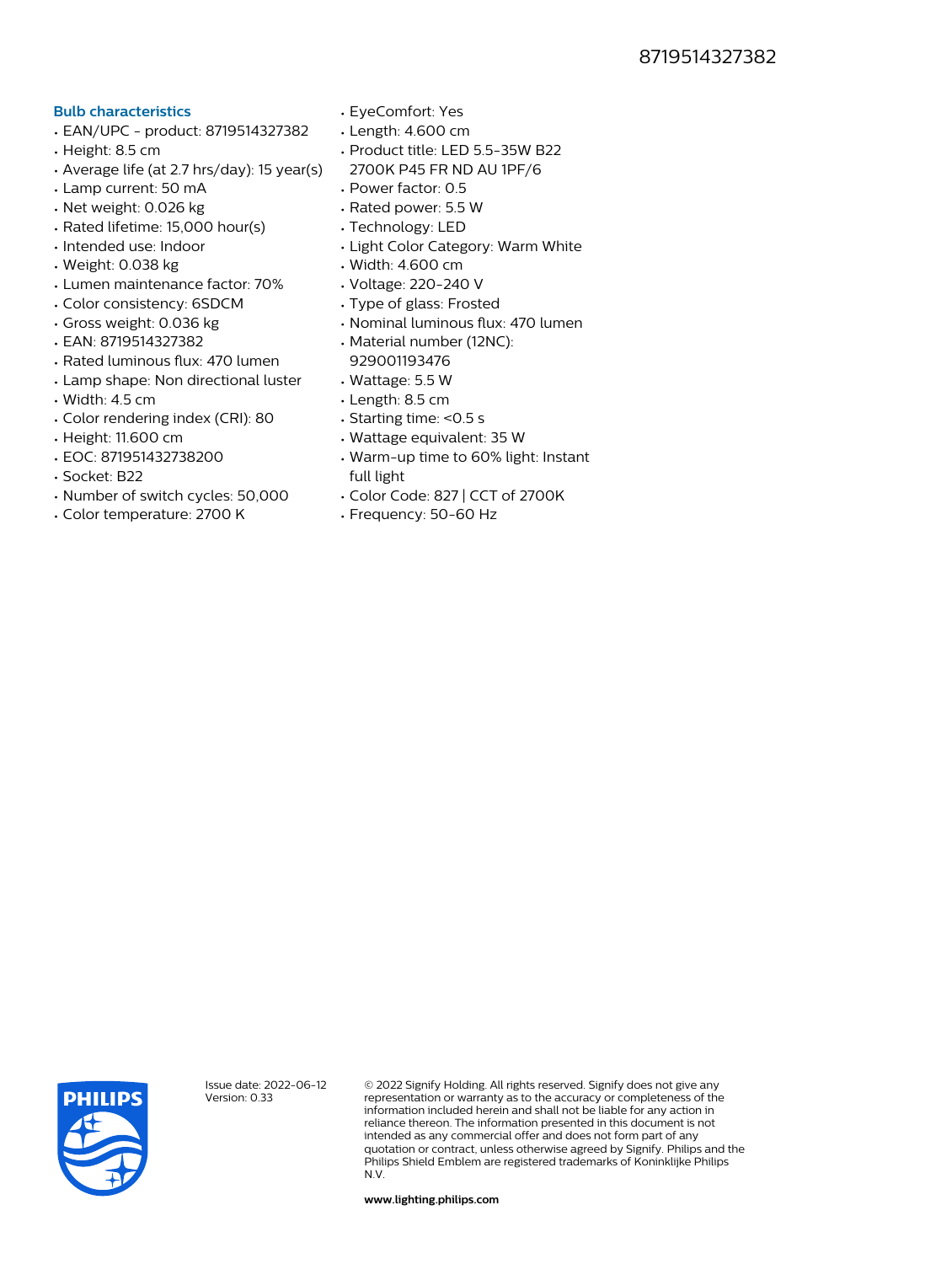8719514327382

### Bulb characteristics

- EAN/UPC - product: 8719514327382
- Height: 8.5 cm
- Average life (at 2.7 hrs/day): 15 year(s)
- Lamp current: 50 mA
- Net weight: 0.026 kg
- Rated lifetime: 15,000 hour(s)
- Intended use: Indoor
- Weight: 0.038 kg
- Lumen maintenance factor: 70%
- Color consistency: 6SDCM
- Gross weight: 0.036 kg
- EAN: 8719514327382
- Rated luminous flux: 470 lumen
- Lamp shape: Non directional luster
- Width: 4.5 cm
- Color rendering index (CRI): 80
- Height: 11.600 cm
- EOC: 871951432738200
- Socket: B22
- Number of switch cycles: 50,000
- Color temperature: 2700 K
- EyeComfort: Yes
- Length: 4.600 cm
- Product title: LED 5.5-35W B22 2700K P45 FR ND AU 1PF/6
- Power factor: 0.5
- Rated power: 5.5 W
- Technology: LED
- Light Color Category: Warm White
- Width: 4.600 cm
- Voltage: 220-240 V
- Type of glass: Frosted
- Nominal luminous flux: 470 lumen
- Material number (12NC): 929001193476
- Wattage: 5.5 W
- Length: 8.5 cm
- Starting time: <0.5 s
- Wattage equivalent: 35 W
- Warm-up time to 60% light: Instant full light
- Color Code: 827 | CCT of 2700K
- Frequency: 50-60 Hz

PHILIPS

Issue date: 2022-06-12
Version: 0.33

© 2022 Signify Holding. All rights reserved. Signify does not give any representation or warranty as to the accuracy or completeness of the information included herein and shall not be liable for any action in reliance thereon. The information presented in this document is not intended as any commercial offer and does not form part of any quotation or contract, unless otherwise agreed by Signify. Philips and the Philips Shield Emblem are registered trademarks of Koninklijke Philips N.V.

**www.lighting.philips.com**